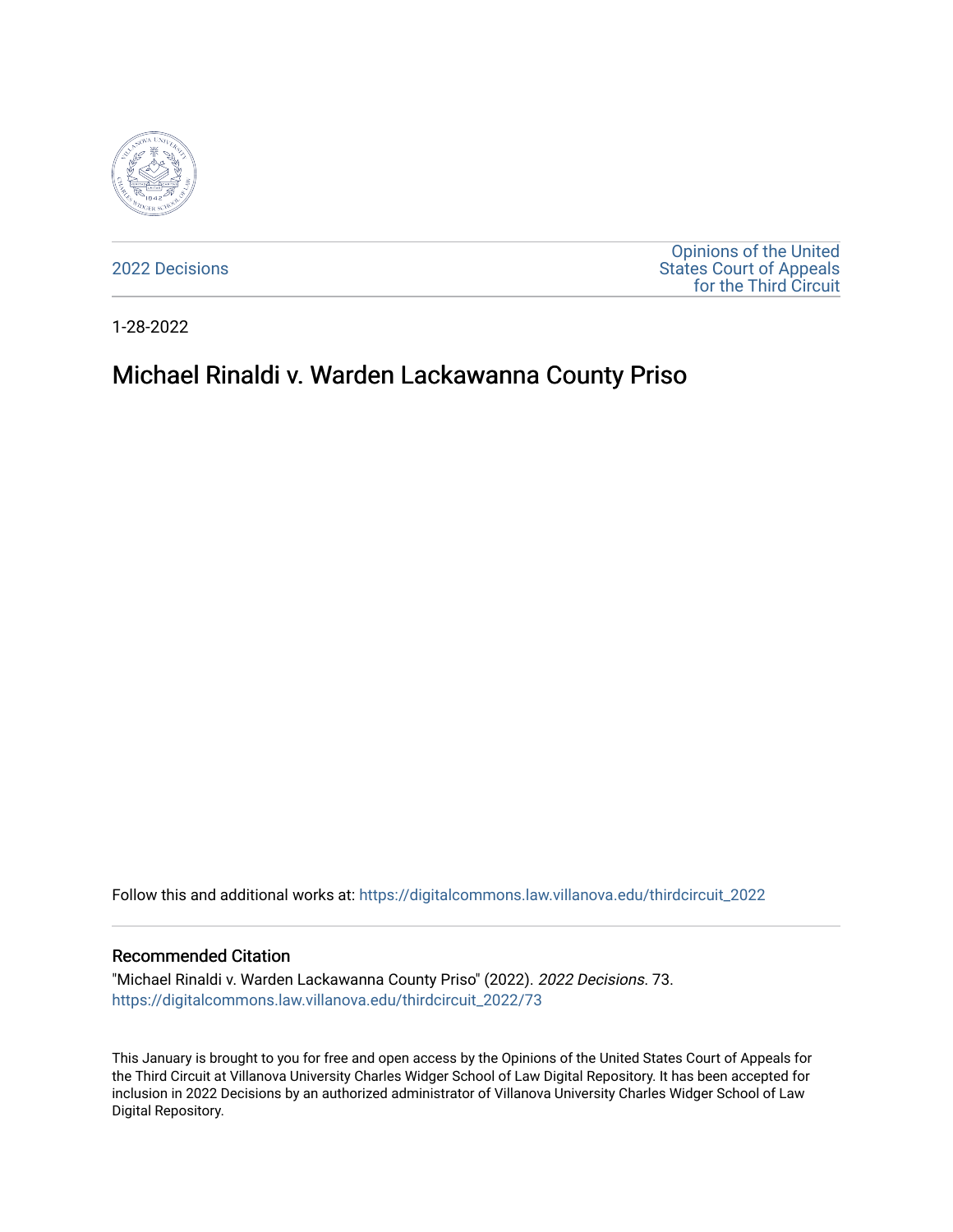2022 Decisions

Opinions of the United States Court of Appeals for the Third Circuit

1-28-2022

# Michael Rinaldi v. Warden Lackawanna County Priso

Follow this and additional works at: https://digitalcommons.law.villanova.edu/thirdcircuit_2022

## Recommended Citation

"Michael Rinaldi v. Warden Lackawanna County Priso" (2022). *2022 Decisions*. 73.
https://digitalcommons.law.villanova.edu/thirdcircuit_2022/73

This January is brought to you for free and open access by the Opinions of the United States Court of Appeals for the Third Circuit at Villanova University Charles Widger School of Law Digital Repository. It has been accepted for inclusion in 2022 Decisions by an authorized administrator of Villanova University Charles Widger School of Law Digital Repository.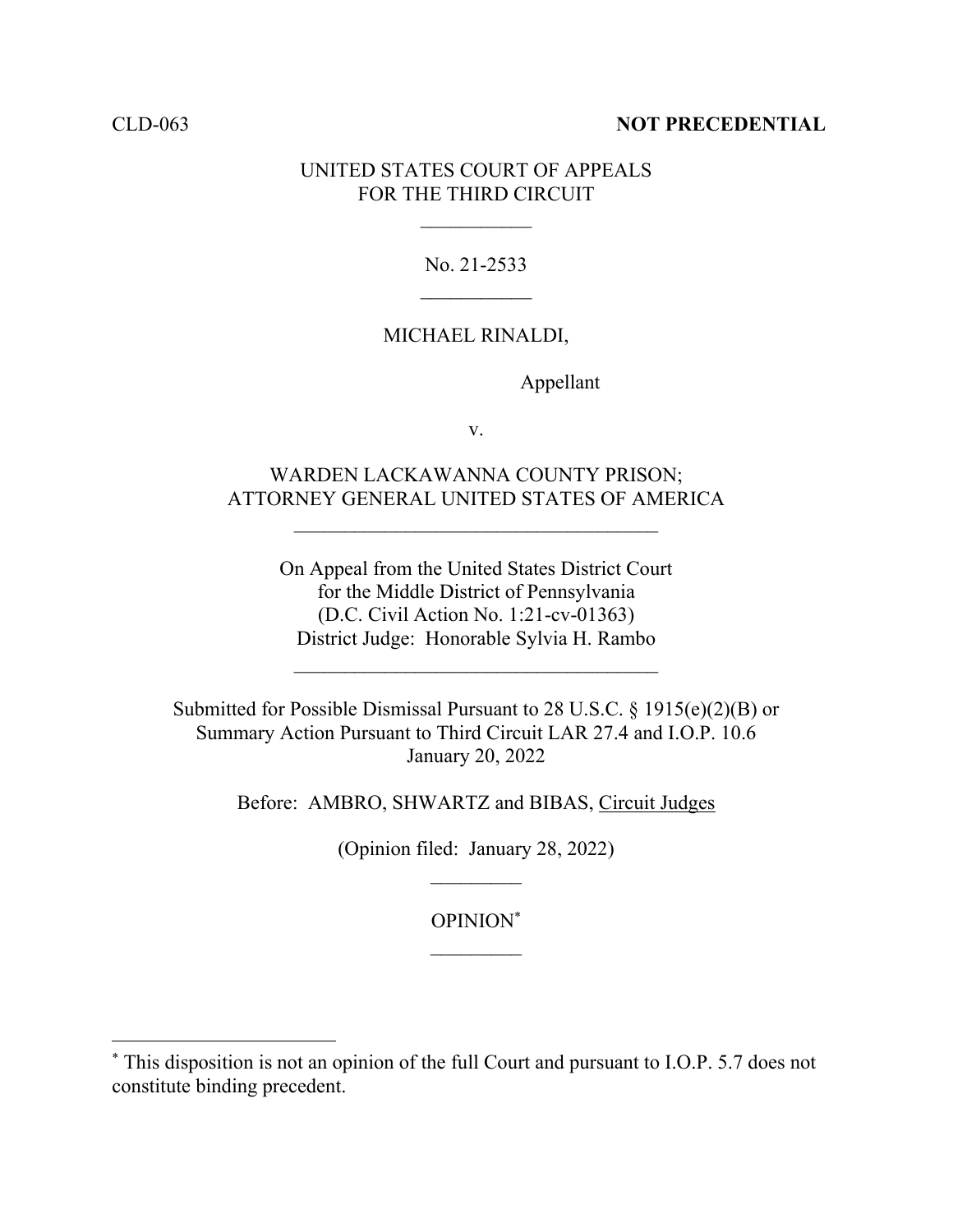CLD-063 **NOT PRECEDENTIAL**

UNITED STATES COURT OF APPEALS
FOR THE THIRD CIRCUIT

\_\_\_\_\_\_\_\_\_\_\_

No. 21-2533

\_\_\_\_\_\_\_\_\_\_\_

MICHAEL RINALDI,

Appellant

v.

WARDEN LACKAWANNA COUNTY PRISON;
ATTORNEY GENERAL UNITED STATES OF AMERICA

\_\_\_\_\_\_\_\_\_\_\_\_\_\_\_\_\_\_\_\_\_\_\_\_\_\_\_\_\_\_\_\_\_\_\_\_

On Appeal from the United States District Court
for the Middle District of Pennsylvania
(D.C. Civil Action No. 1:21-cv-01363)
District Judge: Honorable Sylvia H. Rambo

\_\_\_\_\_\_\_\_\_\_\_\_\_\_\_\_\_\_\_\_\_\_\_\_\_\_\_\_\_\_\_\_\_\_\_\_

Submitted for Possible Dismissal Pursuant to 28 U.S.C. § 1915(e)(2)(B) or
Summary Action Pursuant to Third Circuit LAR 27.4 and I.O.P. 10.6
January 20, 2022

Before: AMBRO, SHWARTZ and BIBAS, Circuit Judges

(Opinion filed: January 28, 2022)

\_\_\_\_\_\_\_\_\_

OPINION*

\_\_\_\_\_\_\_\_\_

---

* This disposition is not an opinion of the full Court and pursuant to I.O.P. 5.7 does not constitute binding precedent.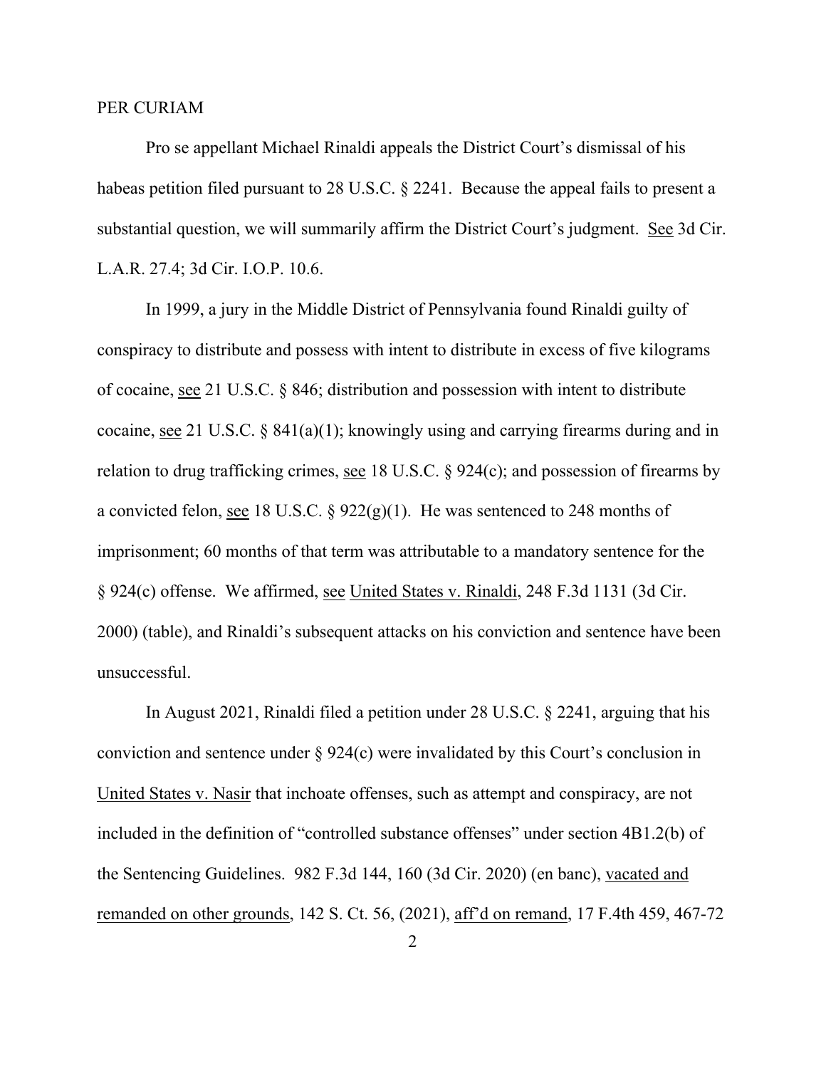PER CURIAM

Pro se appellant Michael Rinaldi appeals the District Court's dismissal of his habeas petition filed pursuant to 28 U.S.C. § 2241. Because the appeal fails to present a substantial question, we will summarily affirm the District Court's judgment. See 3d Cir. L.A.R. 27.4; 3d Cir. I.O.P. 10.6.

In 1999, a jury in the Middle District of Pennsylvania found Rinaldi guilty of conspiracy to distribute and possess with intent to distribute in excess of five kilograms of cocaine, see 21 U.S.C. § 846; distribution and possession with intent to distribute cocaine, see 21 U.S.C. § 841(a)(1); knowingly using and carrying firearms during and in relation to drug trafficking crimes, see 18 U.S.C. § 924(c); and possession of firearms by a convicted felon, see 18 U.S.C. § 922(g)(1). He was sentenced to 248 months of imprisonment; 60 months of that term was attributable to a mandatory sentence for the § 924(c) offense. We affirmed, see United States v. Rinaldi, 248 F.3d 1131 (3d Cir. 2000) (table), and Rinaldi's subsequent attacks on his conviction and sentence have been unsuccessful.

In August 2021, Rinaldi filed a petition under 28 U.S.C. § 2241, arguing that his conviction and sentence under § 924(c) were invalidated by this Court's conclusion in United States v. Nasir that inchoate offenses, such as attempt and conspiracy, are not included in the definition of "controlled substance offenses" under section 4B1.2(b) of the Sentencing Guidelines. 982 F.3d 144, 160 (3d Cir. 2020) (en banc), vacated and remanded on other grounds, 142 S. Ct. 56, (2021), aff'd on remand, 17 F.4th 459, 467-72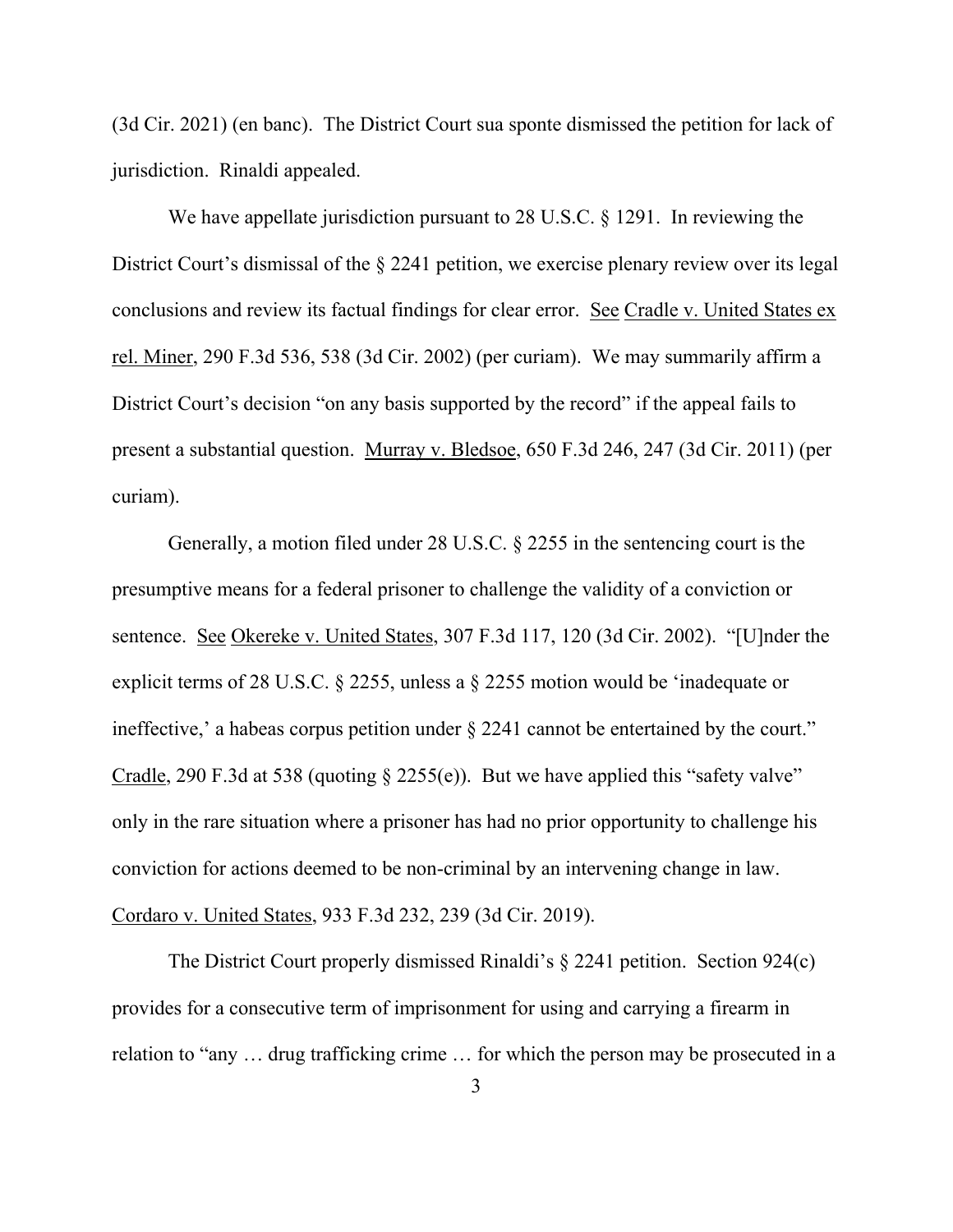(3d Cir. 2021) (en banc). The District Court sua sponte dismissed the petition for lack of jurisdiction. Rinaldi appealed.

We have appellate jurisdiction pursuant to 28 U.S.C. § 1291. In reviewing the District Court's dismissal of the § 2241 petition, we exercise plenary review over its legal conclusions and review its factual findings for clear error. See Cradle v. United States ex rel. Miner, 290 F.3d 536, 538 (3d Cir. 2002) (per curiam). We may summarily affirm a District Court's decision "on any basis supported by the record" if the appeal fails to present a substantial question. Murray v. Bledsoe, 650 F.3d 246, 247 (3d Cir. 2011) (per curiam).

Generally, a motion filed under 28 U.S.C. § 2255 in the sentencing court is the presumptive means for a federal prisoner to challenge the validity of a conviction or sentence. See Okereke v. United States, 307 F.3d 117, 120 (3d Cir. 2002). "[U]nder the explicit terms of 28 U.S.C. § 2255, unless a § 2255 motion would be 'inadequate or ineffective,' a habeas corpus petition under § 2241 cannot be entertained by the court." Cradle, 290 F.3d at 538 (quoting § 2255(e)). But we have applied this "safety valve" only in the rare situation where a prisoner has had no prior opportunity to challenge his conviction for actions deemed to be non-criminal by an intervening change in law. Cordaro v. United States, 933 F.3d 232, 239 (3d Cir. 2019).

The District Court properly dismissed Rinaldi's § 2241 petition. Section 924(c) provides for a consecutive term of imprisonment for using and carrying a firearm in relation to "any … drug trafficking crime … for which the person may be prosecuted in a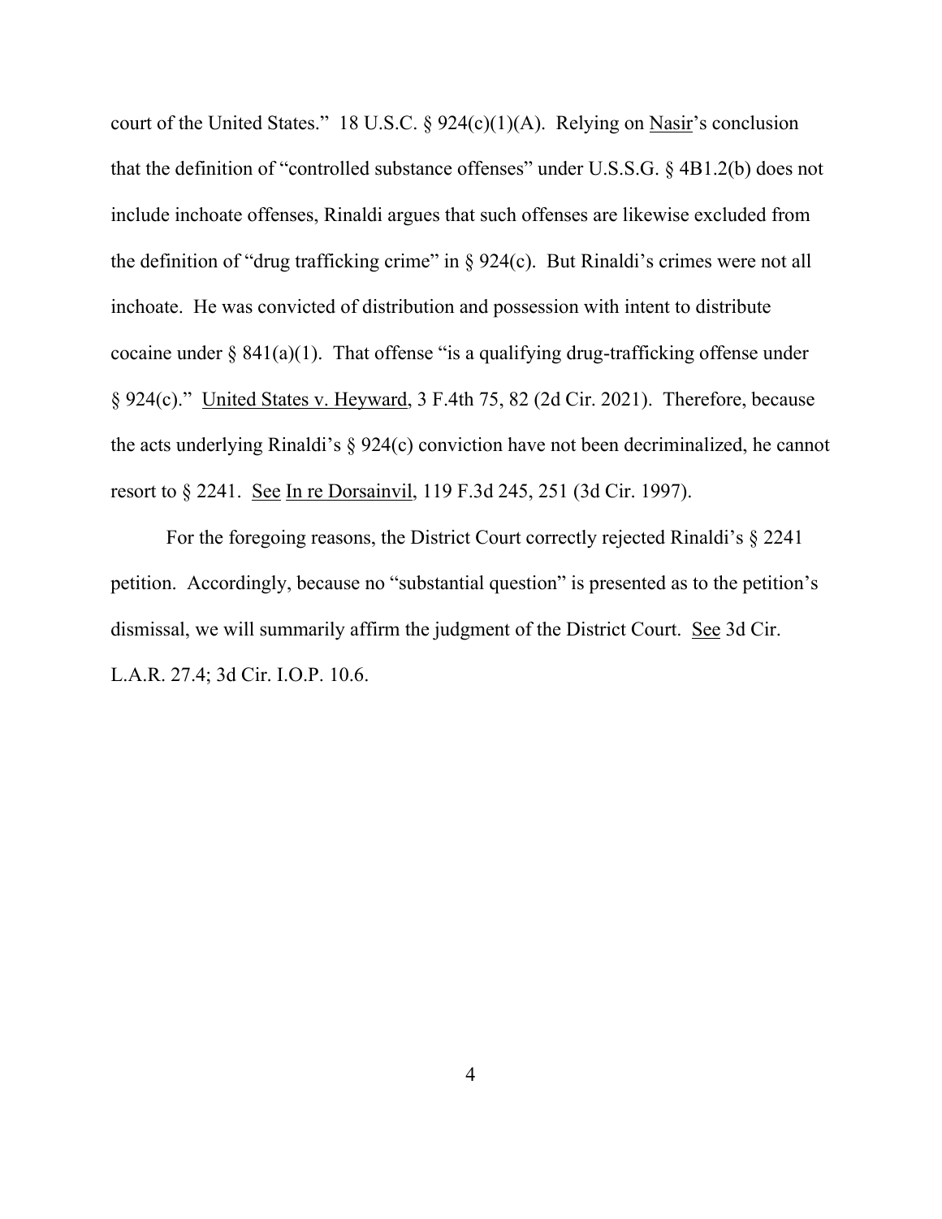court of the United States." 18 U.S.C. § 924(c)(1)(A). Relying on Nasir's conclusion that the definition of "controlled substance offenses" under U.S.S.G. § 4B1.2(b) does not include inchoate offenses, Rinaldi argues that such offenses are likewise excluded from the definition of "drug trafficking crime" in § 924(c). But Rinaldi's crimes were not all inchoate. He was convicted of distribution and possession with intent to distribute cocaine under § 841(a)(1). That offense "is a qualifying drug-trafficking offense under § 924(c)." United States v. Heyward, 3 F.4th 75, 82 (2d Cir. 2021). Therefore, because the acts underlying Rinaldi's § 924(c) conviction have not been decriminalized, he cannot resort to § 2241. See In re Dorsainvil, 119 F.3d 245, 251 (3d Cir. 1997).

For the foregoing reasons, the District Court correctly rejected Rinaldi's § 2241 petition. Accordingly, because no "substantial question" is presented as to the petition's dismissal, we will summarily affirm the judgment of the District Court. See 3d Cir. L.A.R. 27.4; 3d Cir. I.O.P. 10.6.